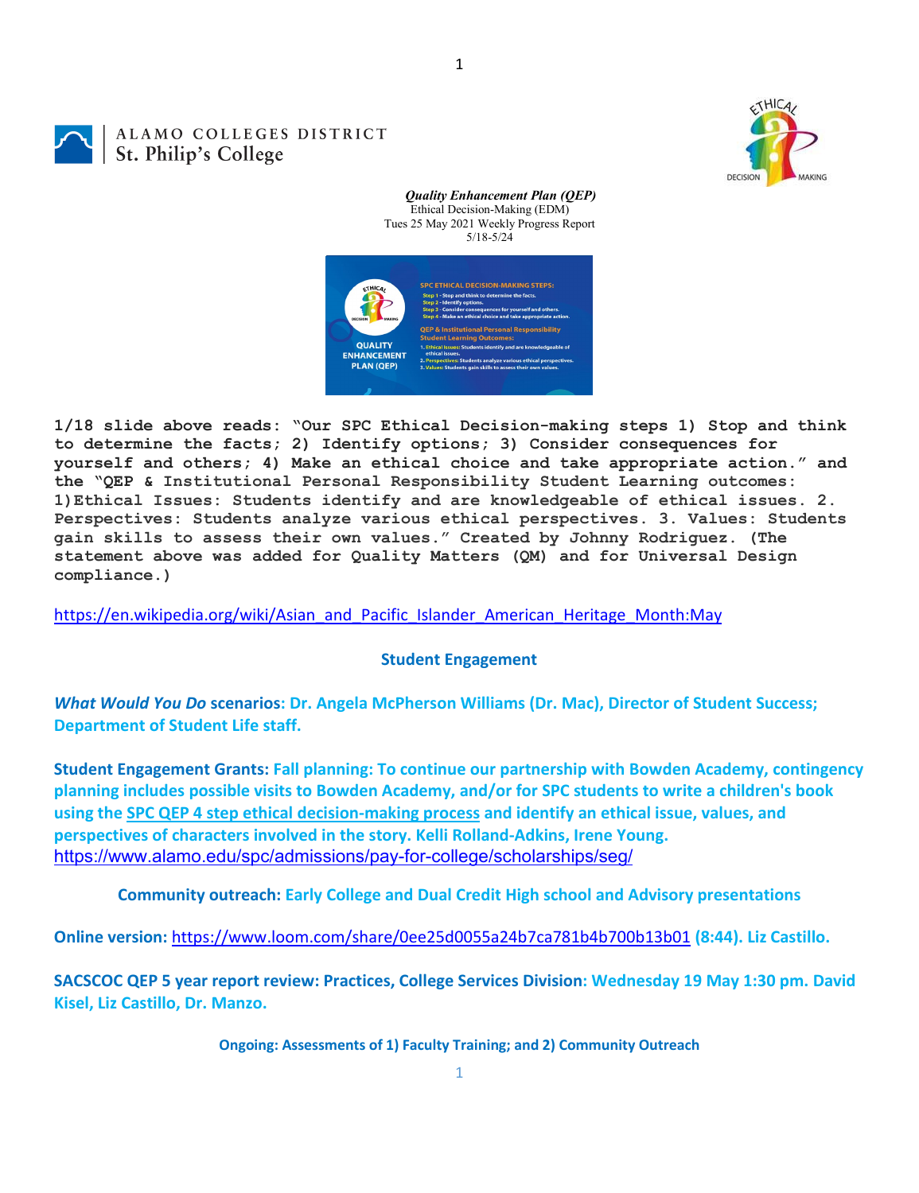ALAMO COLLEGES DISTRICT
St. Philip's College

***Quality Enhancement Plan (QEP)***
Ethical Decision-Making (EDM)
Tues 25 May 2021 Weekly Progress Report
5/18-5/24

**1/18 slide above reads: "Our SPC Ethical Decision-making steps 1) Stop and think to determine the facts; 2) Identify options; 3) Consider consequences for yourself and others; 4) Make an ethical choice and take appropriate action." and the "QEP & Institutional Personal Responsibility Student Learning outcomes: 1)Ethical Issues: Students identify and are knowledgeable of ethical issues. 2. Perspectives: Students analyze various ethical perspectives. 3. Values: Students gain skills to assess their own values." Created by Johnny Rodriguez. (The statement above was added for Quality Matters (QM) and for Universal Design compliance.)**

https://en.wikipedia.org/wiki/Asian_and_Pacific_Islander_American_Heritage_Month:May

## Student Engagement

***What Would You Do*** **scenarios: Dr. Angela McPherson Williams (Dr. Mac), Director of Student Success; Department of Student Life staff.**

**Student Engagement Grants: Fall planning: To continue our partnership with Bowden Academy, contingency planning includes possible visits to Bowden Academy, and/or for SPC students to write a children's book using the SPC QEP 4 step ethical decision-making process and identify an ethical issue, values, and perspectives of characters involved in the story. Kelli Rolland-Adkins, Irene Young.**
https://www.alamo.edu/spc/admissions/pay-for-college/scholarships/seg/

**Community outreach: Early College and Dual Credit High school and Advisory presentations**

**Online version:** https://www.loom.com/share/0ee25d0055a24b7ca781b4b700b13b01 **(8:44). Liz Castillo.**

**SACSCOC QEP 5 year report review: Practices, College Services Division: Wednesday 19 May 1:30 pm. David Kisel, Liz Castillo, Dr. Manzo.**

**Ongoing: Assessments of 1) Faculty Training; and 2) Community Outreach**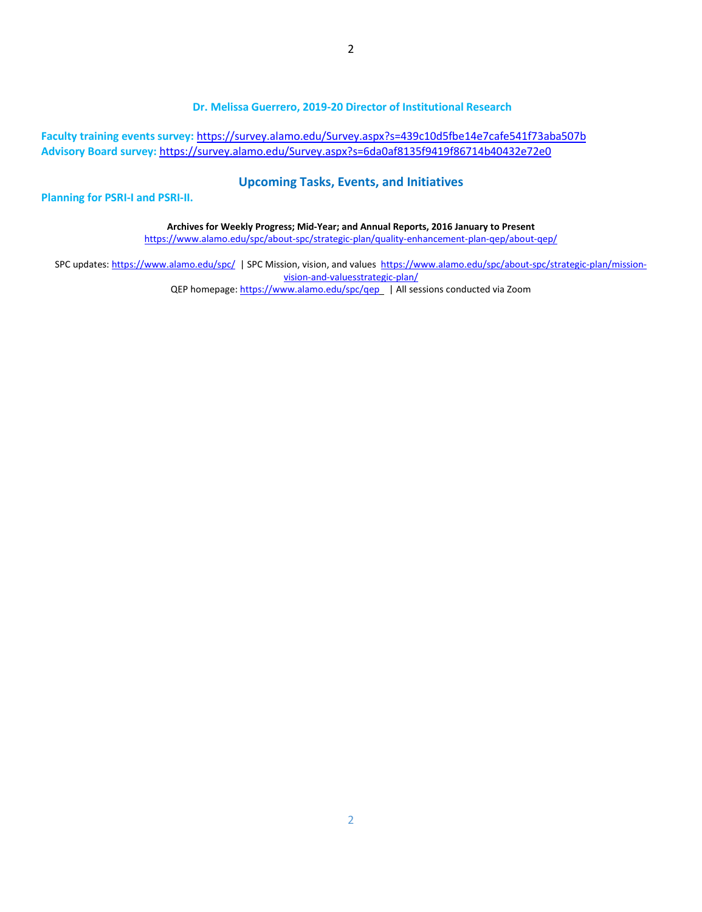**Dr. Melissa Guerrero, 2019-20 Director of Institutional Research**

**Faculty training events survey:** https://survey.alamo.edu/Survey.aspx?s=439c10d5fbe14e7cafe541f73aba507b
**Advisory Board survey:** https://survey.alamo.edu/Survey.aspx?s=6da0af8135f9419f86714b40432e72e0

## Upcoming Tasks, Events, and Initiatives

**Planning for PSRI-I and PSRI-II.**

**Archives for Weekly Progress; Mid-Year; and Annual Reports, 2016 January to Present**
https://www.alamo.edu/spc/about-spc/strategic-plan/quality-enhancement-plan-qep/about-qep/

SPC updates: https://www.alamo.edu/spc/ | SPC Mission, vision, and values https://www.alamo.edu/spc/about-spc/strategic-plan/mission-vision-and-valuesstrategic-plan/
QEP homepage: https://www.alamo.edu/spc/qep | All sessions conducted via Zoom